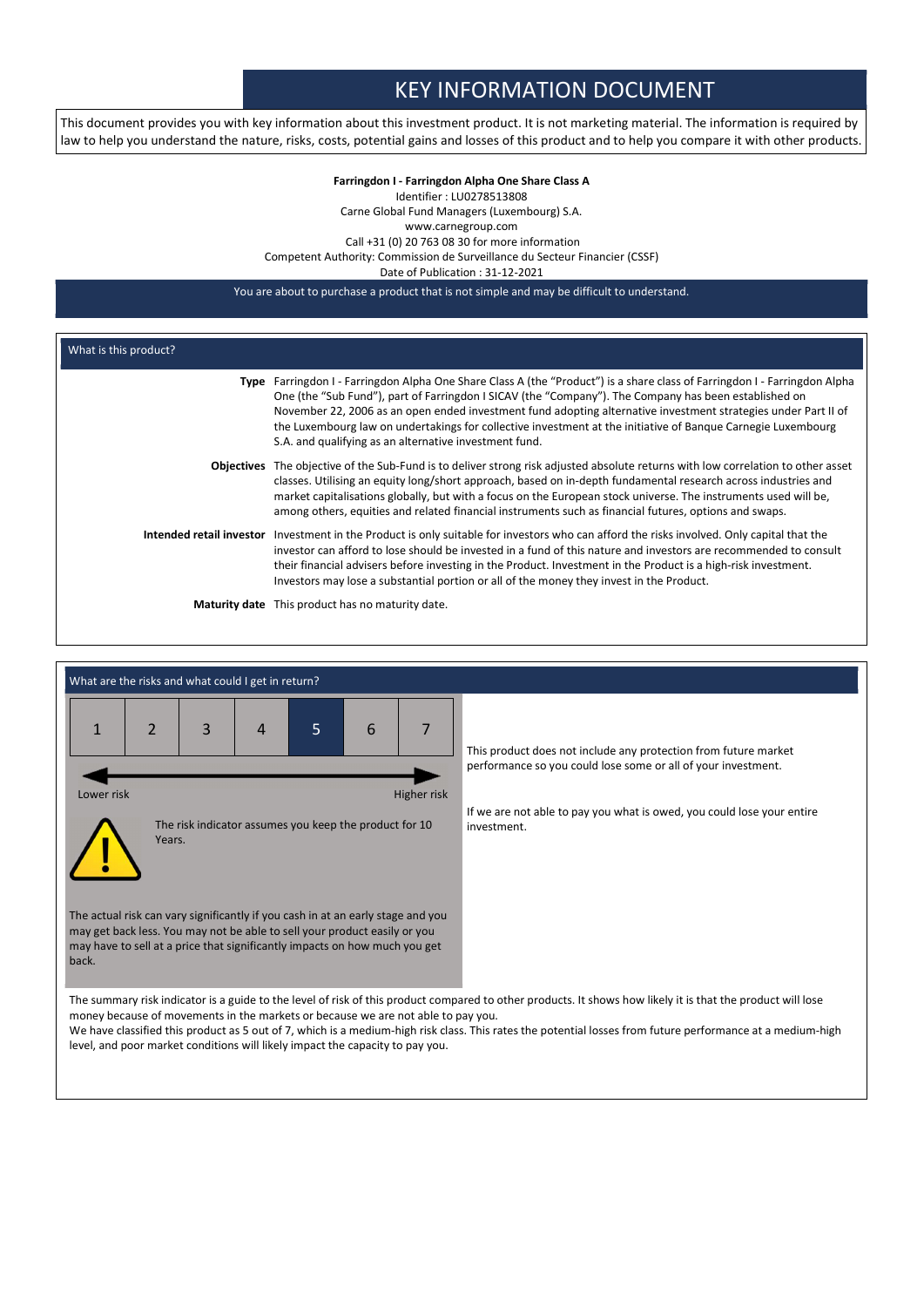# KEY INFORMATION DOCUMENT

This document provides you with key information about this investment product. It is not marketing material. The information is required by law to help you understand the nature, risks, costs, potential gains and losses of this product and to help you compare it with other products.

**Farringdon I - Farringdon Alpha One Share Class A**
Identifier : LU0278513808
Carne Global Fund Managers (Luxembourg) S.A.
www.carnegroup.com
Call +31 (0) 20 763 08 30 for more information
Competent Authority: Commission de Surveillance du Secteur Financier (CSSF)
Date of Publication : 31-12-2021

You are about to purchase a product that is not simple and may be difficult to understand.

## What is this product?

**Type** Farringdon I - Farringdon Alpha One Share Class A (the "Product") is a share class of Farringdon I - Farringdon Alpha One (the "Sub Fund"), part of Farringdon I SICAV (the "Company"). The Company has been established on November 22, 2006 as an open ended investment fund adopting alternative investment strategies under Part II of the Luxembourg law on undertakings for collective investment at the initiative of Banque Carnegie Luxembourg S.A. and qualifying as an alternative investment fund.

**Objectives** The objective of the Sub-Fund is to deliver strong risk adjusted absolute returns with low correlation to other asset classes. Utilising an equity long/short approach, based on in-depth fundamental research across industries and market capitalisations globally, but with a focus on the European stock universe. The instruments used will be, among others, equities and related financial instruments such as financial futures, options and swaps.

**Intended retail investor** Investment in the Product is only suitable for investors who can afford the risks involved. Only capital that the investor can afford to lose should be invested in a fund of this nature and investors are recommended to consult their financial advisers before investing in the Product. Investment in the Product is a high-risk investment. Investors may lose a substantial portion or all of the money they invest in the Product.

**Maturity date** This product has no maturity date.

## What are the risks and what could I get in return?

| 1 | 2 | 3 | 4 | **5** | 6 | 7 |
|---|---|---|---|---|---|---|

Lower risk ← → Higher risk

The risk indicator assumes you keep the product for 10 Years.

The actual risk can vary significantly if you cash in at an early stage and you may get back less. You may not be able to sell your product easily or you may have to sell at a price that significantly impacts on how much you get back.

This product does not include any protection from future market performance so you could lose some or all of your investment.

If we are not able to pay you what is owed, you could lose your entire investment.

The summary risk indicator is a guide to the level of risk of this product compared to other products. It shows how likely it is that the product will lose money because of movements in the markets or because we are not able to pay you.
We have classified this product as 5 out of 7, which is a medium-high risk class. This rates the potential losses from future performance at a medium-high level, and poor market conditions will likely impact the capacity to pay you.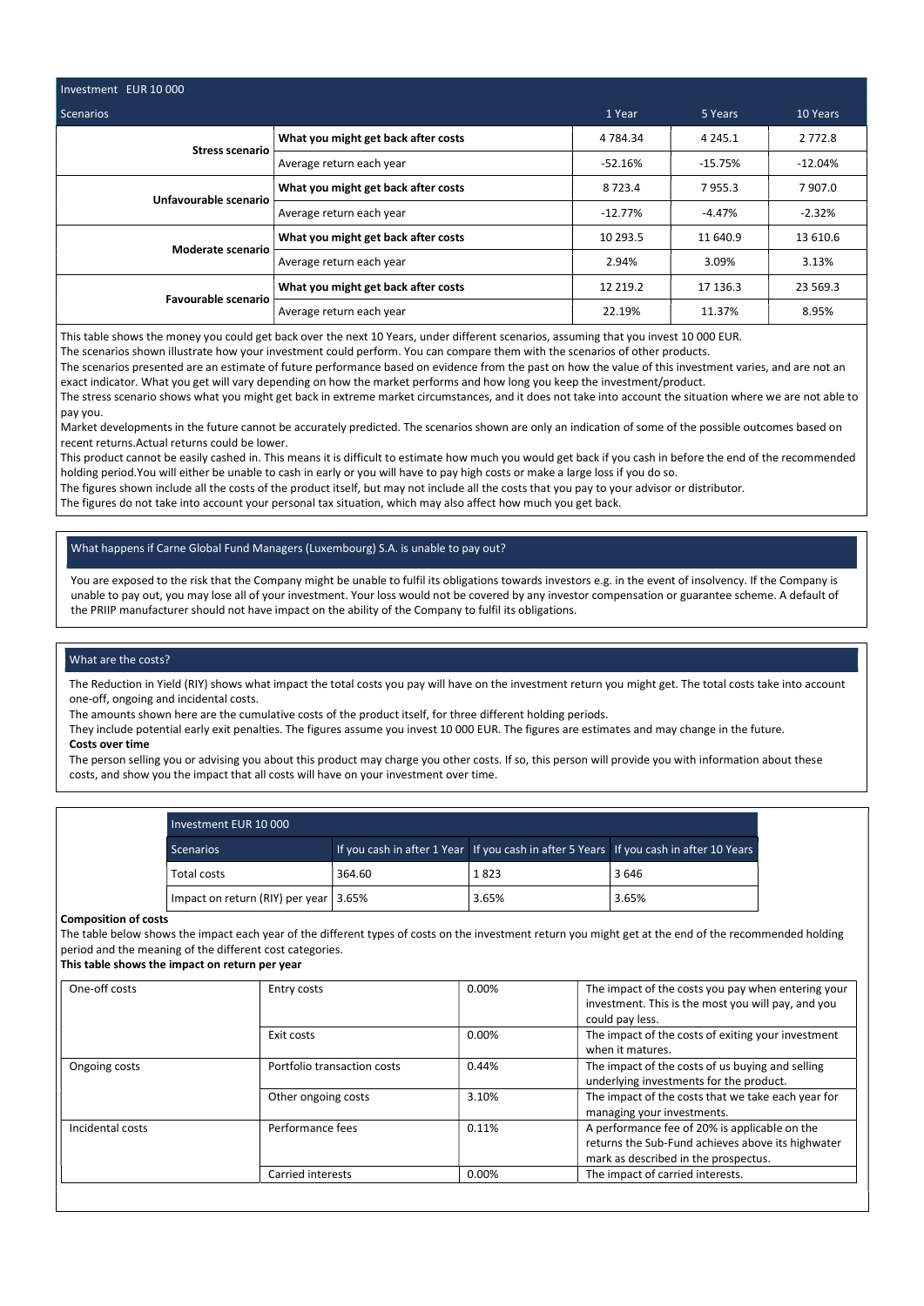| Investment EUR 10 000 | | | | |
|---|---|---|---|---|
| **Scenarios** | | **1 Year** | **5 Years** | **10 Years** |
| **Stress scenario** | **What you might get back after costs** | 4 784.34 | 4 245.1 | 2 772.8 |
| | Average return each year | -52.16% | -15.75% | -12.04% |
| **Unfavourable scenario** | **What you might get back after costs** | 8 723.4 | 7 955.3 | 7 907.0 |
| | Average return each year | -12.77% | -4.47% | -2.32% |
| **Moderate scenario** | **What you might get back after costs** | 10 293.5 | 11 640.9 | 13 610.6 |
| | Average return each year | 2.94% | 3.09% | 3.13% |
| **Favourable scenario** | **What you might get back after costs** | 12 219.2 | 17 136.3 | 23 569.3 |
| | Average return each year | 22.19% | 11.37% | 8.95% |

This table shows the money you could get back over the next 10 Years, under different scenarios, assuming that you invest 10 000 EUR.
The scenarios shown illustrate how your investment could perform. You can compare them with the scenarios of other products.
The scenarios presented are an estimate of future performance based on evidence from the past on how the value of this investment varies, and are not an exact indicator. What you get will vary depending on how the market performs and how long you keep the investment/product.
The stress scenario shows what you might get back in extreme market circumstances, and it does not take into account the situation where we are not able to pay you.
Market developments in the future cannot be accurately predicted. The scenarios shown are only an indication of some of the possible outcomes based on recent returns.Actual returns could be lower.
This product cannot be easily cashed in. This means it is difficult to estimate how much you would get back if you cash in before the end of the recommended holding period.You will either be unable to cash in early or you will have to pay high costs or make a large loss if you do so.
The figures shown include all the costs of the product itself, but may not include all the costs that you pay to your advisor or distributor.
The figures do not take into account your personal tax situation, which may also affect how much you get back.

## What happens if Carne Global Fund Managers (Luxembourg) S.A. is unable to pay out?

You are exposed to the risk that the Company might be unable to fulfil its obligations towards investors e.g. in the event of insolvency. If the Company is unable to pay out, you may lose all of your investment. Your loss would not be covered by any investor compensation or guarantee scheme. A default of the PRIIP manufacturer should not have impact on the ability of the Company to fulfil its obligations.

## What are the costs?

The Reduction in Yield (RIY) shows what impact the total costs you pay will have on the investment return you might get. The total costs take into account one-off, ongoing and incidental costs.
The amounts shown here are the cumulative costs of the product itself, for three different holding periods.
They include potential early exit penalties. The figures assume you invest 10 000 EUR. The figures are estimates and may change in the future.

**Costs over time**

The person selling you or advising you about this product may charge you other costs. If so, this person will provide you with information about these costs, and show you the impact that all costs will have on your investment over time.

| Investment EUR 10 000 | | | |
|---|---|---|---|
| Scenarios | If you cash in after 1 Year | If you cash in after 5 Years | If you cash in after 10 Years |
| Total costs | 364.60 | 1 823 | 3 646 |
| Impact on return (RIY) per year | 3.65% | 3.65% | 3.65% |

**Composition of costs**

The table below shows the impact each year of the different types of costs on the investment return you might get at the end of the recommended holding period and the meaning of the different cost categories.

**This table shows the impact on return per year**

| | | | |
|---|---|---|---|
| One-off costs | Entry costs | 0.00% | The impact of the costs you pay when entering your investment. This is the most you will pay, and you could pay less. |
| | Exit costs | 0.00% | The impact of the costs of exiting your investment when it matures. |
| Ongoing costs | Portfolio transaction costs | 0.44% | The impact of the costs of us buying and selling underlying investments for the product. |
| | Other ongoing costs | 3.10% | The impact of the costs that we take each year for managing your investments. |
| Incidental costs | Performance fees | 0.11% | A performance fee of 20% is applicable on the returns the Sub-Fund achieves above its highwater mark as described in the prospectus. |
| | Carried interests | 0.00% | The impact of carried interests. |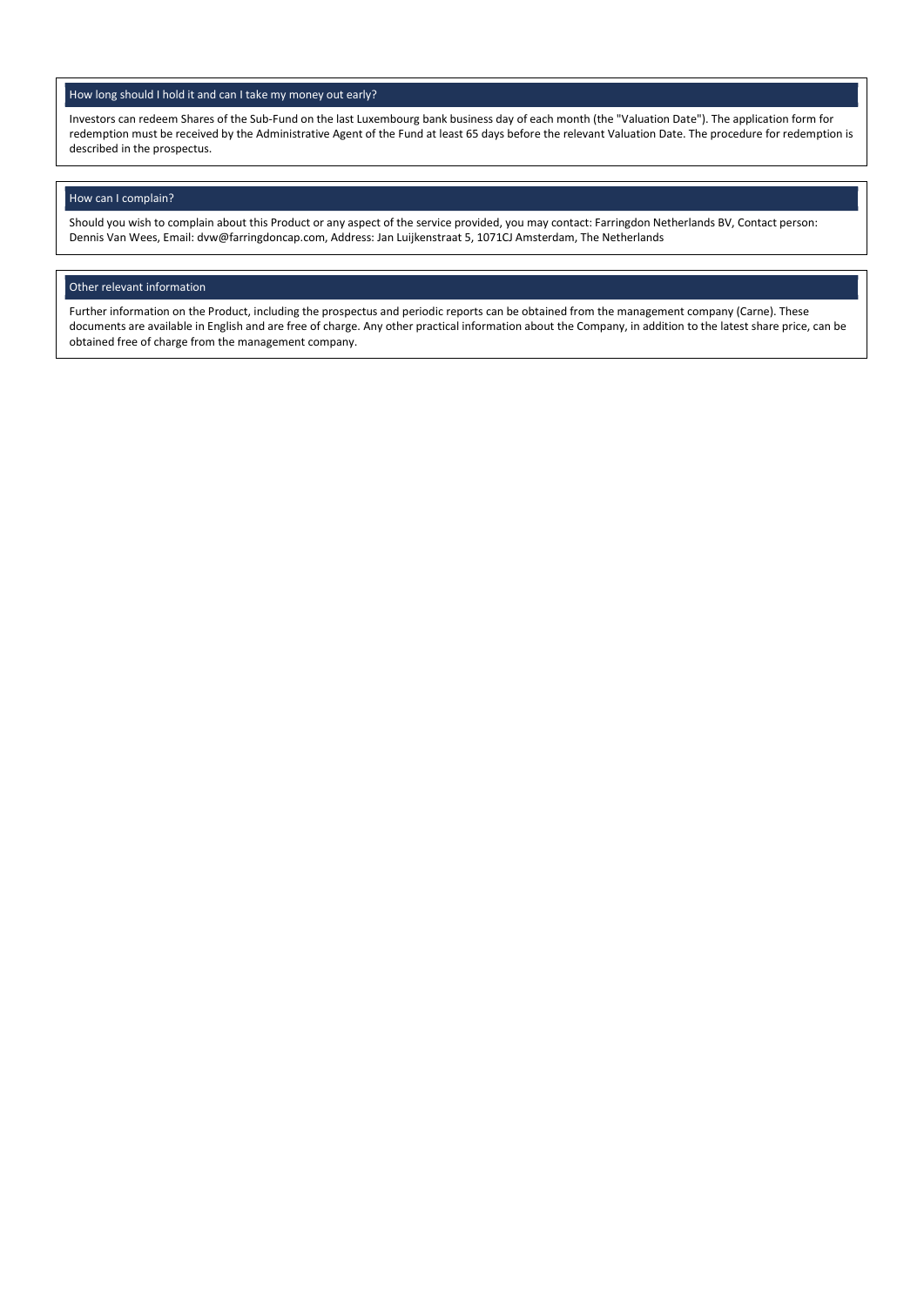## How long should I hold it and can I take my money out early?

Investors can redeem Shares of the Sub-Fund on the last Luxembourg bank business day of each month (the "Valuation Date"). The application form for redemption must be received by the Administrative Agent of the Fund at least 65 days before the relevant Valuation Date. The procedure for redemption is described in the prospectus.

## How can I complain?

Should you wish to complain about this Product or any aspect of the service provided, you may contact: Farringdon Netherlands BV, Contact person: Dennis Van Wees, Email: dvw@farringdoncap.com, Address: Jan Luijkenstraat 5, 1071CJ Amsterdam, The Netherlands

## Other relevant information

Further information on the Product, including the prospectus and periodic reports can be obtained from the management company (Carne). These documents are available in English and are free of charge. Any other practical information about the Company, in addition to the latest share price, can be obtained free of charge from the management company.